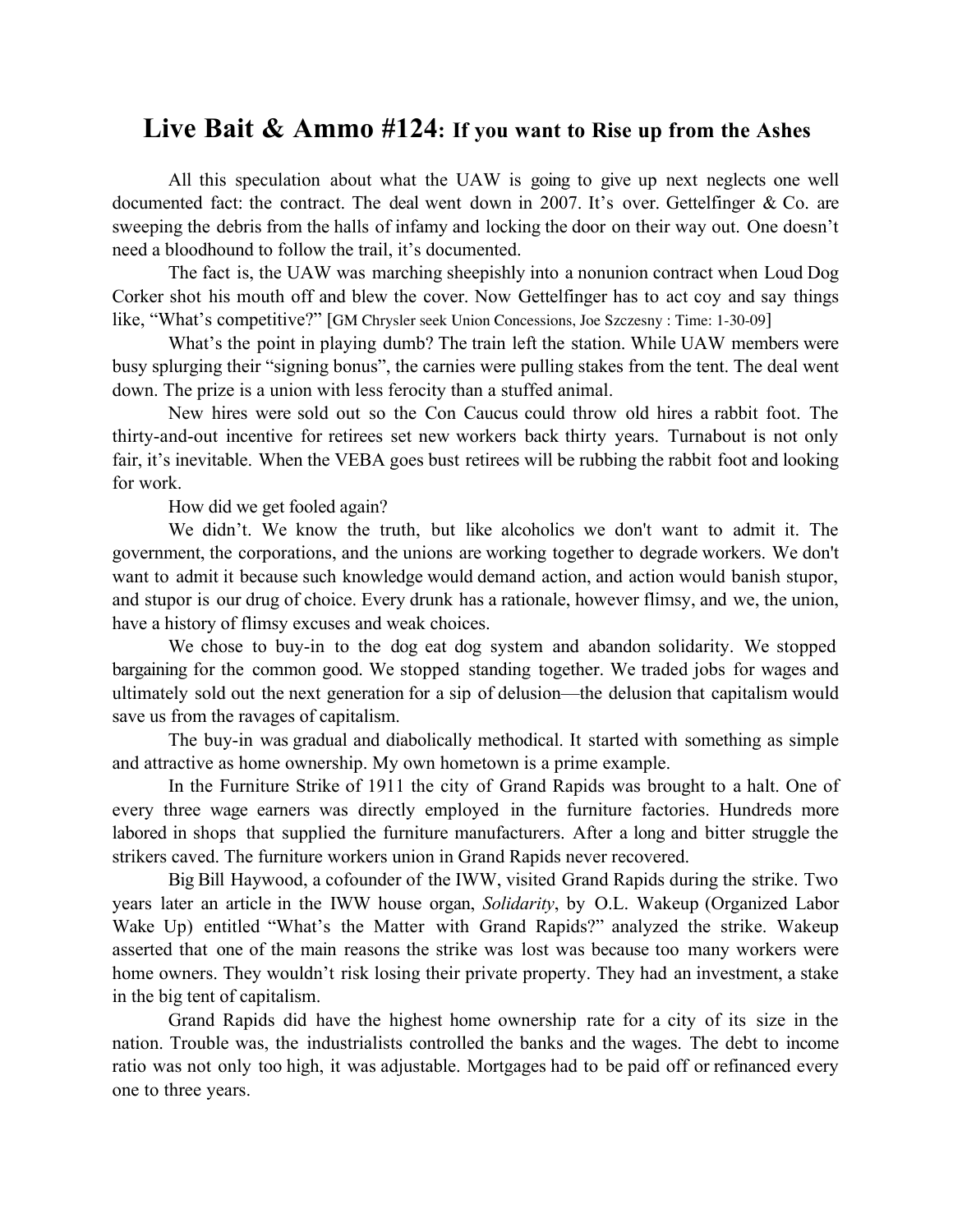# **Live Bait & Ammo #124: If you want to Rise up from the Ashes**

All this speculation about what the UAW is going to give up next neglects one well documented fact: the contract. The deal went down in 2007. It's over. Gettelfinger & Co. are sweeping the debris from the halls of infamy and locking the door on their way out. One doesn't need a bloodhound to follow the trail, it's documented.

The fact is, the UAW was marching sheepishly into a nonunion contract when Loud Dog Corker shot his mouth off and blew the cover. Now Gettelfinger has to act coy and say things like, "What's competitive?" [GM Chrysler seek Union Concessions, Joe Szczesny : Time: 1-30-09]

What's the point in playing dumb? The train left the station. While UAW members were busy splurging their "signing bonus", the carnies were pulling stakes from the tent. The deal went down. The prize is a union with less ferocity than a stuffed animal.

New hires were sold out so the Con Caucus could throw old hires a rabbit foot. The thirty-and-out incentive for retirees set new workers back thirty years. Turnabout is not only fair, it's inevitable. When the VEBA goes bust retirees will be rubbing the rabbit foot and looking for work.

How did we get fooled again?

We didn't. We know the truth, but like alcoholics we don't want to admit it. The government, the corporations, and the unions are working together to degrade workers. We don't want to admit it because such knowledge would demand action, and action would banish stupor, and stupor is our drug of choice. Every drunk has a rationale, however flimsy, and we, the union, have a history of flimsy excuses and weak choices.

We chose to buy-in to the dog eat dog system and abandon solidarity. We stopped bargaining for the common good. We stopped standing together. We traded jobs for wages and ultimately sold out the next generation for a sip of delusion—the delusion that capitalism would save us from the ravages of capitalism.

The buy-in was gradual and diabolically methodical. It started with something as simple and attractive as home ownership. My own hometown is a prime example.

In the Furniture Strike of 1911 the city of Grand Rapids was brought to a halt. One of every three wage earners was directly employed in the furniture factories. Hundreds more labored in shops that supplied the furniture manufacturers. After a long and bitter struggle the strikers caved. The furniture workers union in Grand Rapids never recovered.

Big Bill Haywood, a cofounder of the IWW, visited Grand Rapids during the strike. Two years later an article in the IWW house organ, *Solidarity*, by O.L. Wakeup (Organized Labor Wake Up) entitled "What's the Matter with Grand Rapids?" analyzed the strike. Wakeup asserted that one of the main reasons the strike was lost was because too many workers were home owners. They wouldn't risk losing their private property. They had an investment, a stake in the big tent of capitalism.

Grand Rapids did have the highest home ownership rate for a city of its size in the nation. Trouble was, the industrialists controlled the banks and the wages. The debt to income ratio was not only too high, it was adjustable. Mortgages had to be paid off or refinanced every one to three years.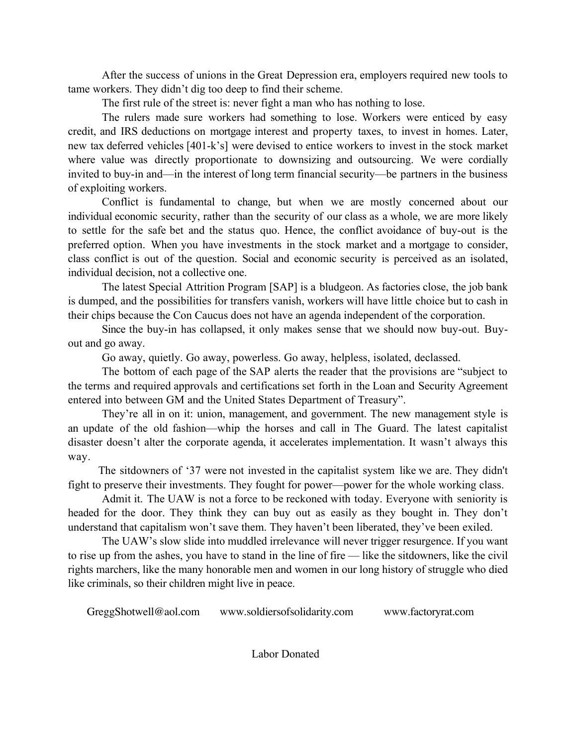After the success of unions in the Great Depression era, employers required new tools to tame workers. They didn't dig too deep to find their scheme.

The first rule of the street is: never fight a man who has nothing to lose.

The rulers made sure workers had something to lose. Workers were enticed by easy credit, and IRS deductions on mortgage interest and property taxes, to invest in homes. Later, new tax deferred vehicles [401-k's] were devised to entice workers to invest in the stock market where value was directly proportionate to downsizing and outsourcing. We were cordially invited to buy-in and—in the interest of long term financial security—be partners in the business of exploiting workers.

Conflict is fundamental to change, but when we are mostly concerned about our individual economic security, rather than the security of our class as a whole, we are more likely to settle for the safe bet and the status quo. Hence, the conflict avoidance of buy-out is the preferred option. When you have investments in the stock market and a mortgage to consider, class conflict is out of the question. Social and economic security is perceived as an isolated, individual decision, not a collective one.

The latest Special Attrition Program [SAP] is a bludgeon. As factories close, the job bank is dumped, and the possibilities for transfers vanish, workers will have little choice but to cash in their chips because the Con Caucus does not have an agenda independent of the corporation.

Since the buy-in has collapsed, it only makes sense that we should now buy-out. Buy-out and go away.

Go away, quietly. Go away, powerless. Go away, helpless, isolated, declassed.

The bottom of each page of the SAP alerts the reader that the provisions are "subject to the terms and required approvals and certifications set forth in the Loan and Security Agreement entered into between GM and the United States Department of Treasury".

They're all in on it: union, management, and government. The new management style is an update of the old fashion—whip the horses and call in The Guard. The latest capitalist disaster doesn't alter the corporate agenda, it accelerates implementation. It wasn't always this way.

The sitdowners of '37 were not invested in the capitalist system like we are. They didn't fight to preserve their investments. They fought for power—power for the whole working class.

Admit it. The UAW is not a force to be reckoned with today. Everyone with seniority is headed for the door. They think they can buy out as easily as they bought in. They don't understand that capitalism won't save them. They haven't been liberated, they've been exiled.

The UAW's slow slide into muddled irrelevance will never trigger resurgence. If you want to rise up from the ashes, you have to stand in the line of fire — like the sitdowners, like the civil rights marchers, like the many honorable men and women in our long history of struggle who died like criminals, so their children might live in peace.

GreggShotwell@aol.com    www.soldiersofsolidarity.com    www.factoryrat.com

Labor Donated